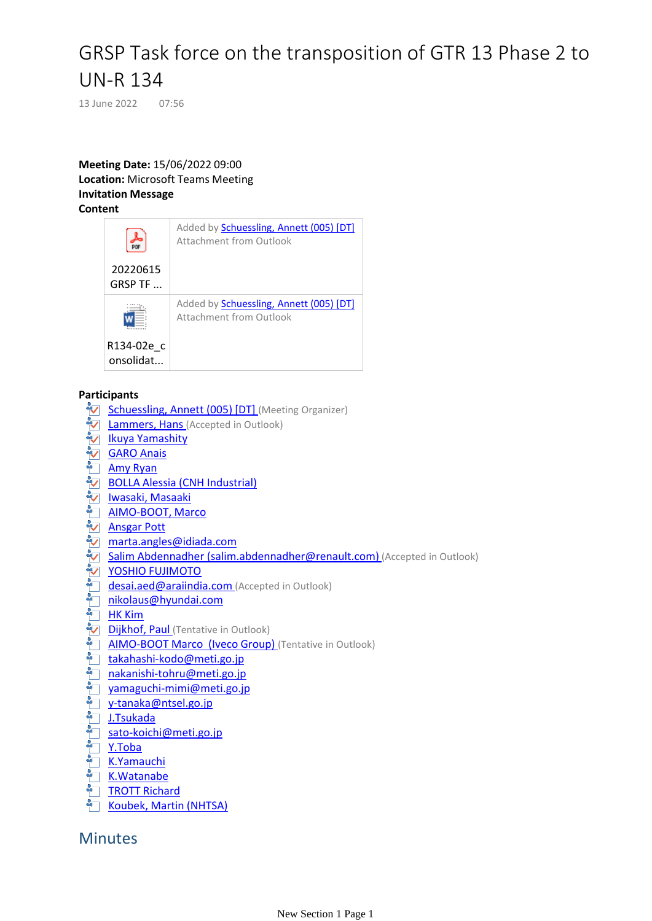# GRSP Task force on the transposition of GTR 13 Phase 2 to UN-R 134

13 June 2022 07:56

**Meeting Date:** 15/06/2022 09:00
**Location:** Microsoft Teams Meeting
**Invitation Message**
**Content**

| | |
|---|---|
| 20220615 GRSP TF ... | Added by Schuessling, Annett (005) [DT] Attachment from Outlook |
| R134-02e_consolidat... | Added by Schuessling, Annett (005) [DT] Attachment from Outlook |

**Participants**

- Schuessling, Annett (005) [DT] (Meeting Organizer)
- Lammers, Hans (Accepted in Outlook)
- Ikuya Yamashity
- GARO Anais
- Amy Ryan
- BOLLA Alessia (CNH Industrial)
- Iwasaki, Masaaki
- AIMO-BOOT, Marco
- Ansgar Pott
- marta.angles@idiada.com
- Salim Abdennadher (salim.abdennadher@renault.com) (Accepted in Outlook)
- YOSHIO FUJIMOTO
- desai.aed@araiindia.com (Accepted in Outlook)
- nikolaus@hyundai.com
- HK Kim
- Dijkhof, Paul (Tentative in Outlook)
- AIMO-BOOT Marco (Iveco Group) (Tentative in Outlook)
- takahashi-kodo@meti.go.jp
- nakanishi-tohru@meti.go.jp
- yamaguchi-mimi@meti.go.jp
- y-tanaka@ntsel.go.jp
- J.Tsukada
- sato-koichi@meti.go.jp
- Y.Toba
- K.Yamauchi
- K.Watanabe
- TROTT Richard
- Koubek, Martin (NHTSA)

## Minutes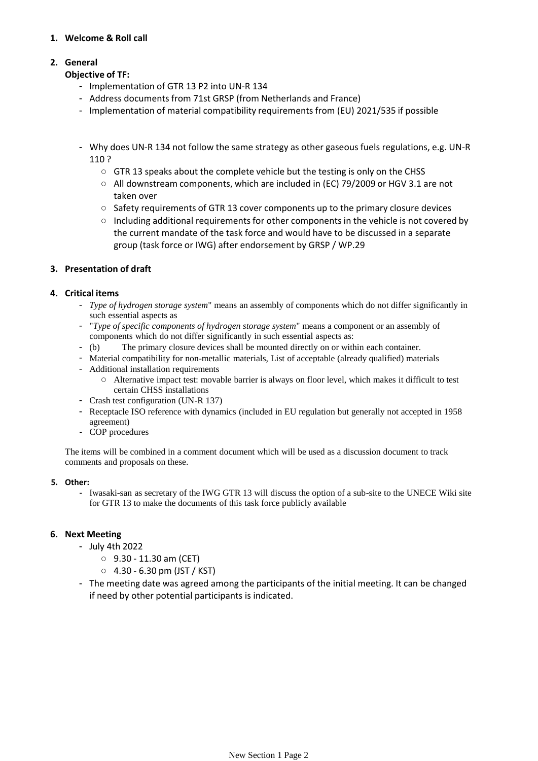1. **Welcome & Roll call**

2. **General**

   **Objective of TF:**
   - Implementation of GTR 13 P2 into UN-R 134
   - Address documents from 71st GRSP (from Netherlands and France)
   - Implementation of material compatibility requirements from (EU) 2021/535 if possible

   - Why does UN-R 134 not follow the same strategy as other gaseous fuels regulations, e.g. UN-R 110 ?
     - GTR 13 speaks about the complete vehicle but the testing is only on the CHSS
     - All downstream components, which are included in (EC) 79/2009 or HGV 3.1 are not taken over
     - Safety requirements of GTR 13 cover components up to the primary closure devices
     - Including additional requirements for other components in the vehicle is not covered by the current mandate of the task force and would have to be discussed in a separate group (task force or IWG) after endorsement by GRSP / WP.29

3. **Presentation of draft**

4. **Critical items**
   - *Type of hydrogen storage system*" means an assembly of components which do not differ significantly in such essential aspects as
   - "*Type of specific components of hydrogen storage system*" means a component or an assembly of components which do not differ significantly in such essential aspects as:
   - (b) The primary closure devices shall be mounted directly on or within each container.
   - Material compatibility for non-metallic materials, List of acceptable (already qualified) materials
   - Additional installation requirements
     - Alternative impact test: movable barrier is always on floor level, which makes it difficult to test certain CHSS installations
   - Crash test configuration (UN-R 137)
   - Receptacle ISO reference with dynamics (included in EU regulation but generally not accepted in 1958 agreement)
   - COP procedures

   The items will be combined in a comment document which will be used as a discussion document to track comments and proposals on these.

5. **Other:**
   - Iwasaki-san as secretary of the IWG GTR 13 will discuss the option of a sub-site to the UNECE Wiki site for GTR 13 to make the documents of this task force publicly available

6. **Next Meeting**
   - July 4th 2022
     - 9.30 - 11.30 am (CET)
     - 4.30 - 6.30 pm (JST / KST)
   - The meeting date was agreed among the participants of the initial meeting. It can be changed if need by other potential participants is indicated.